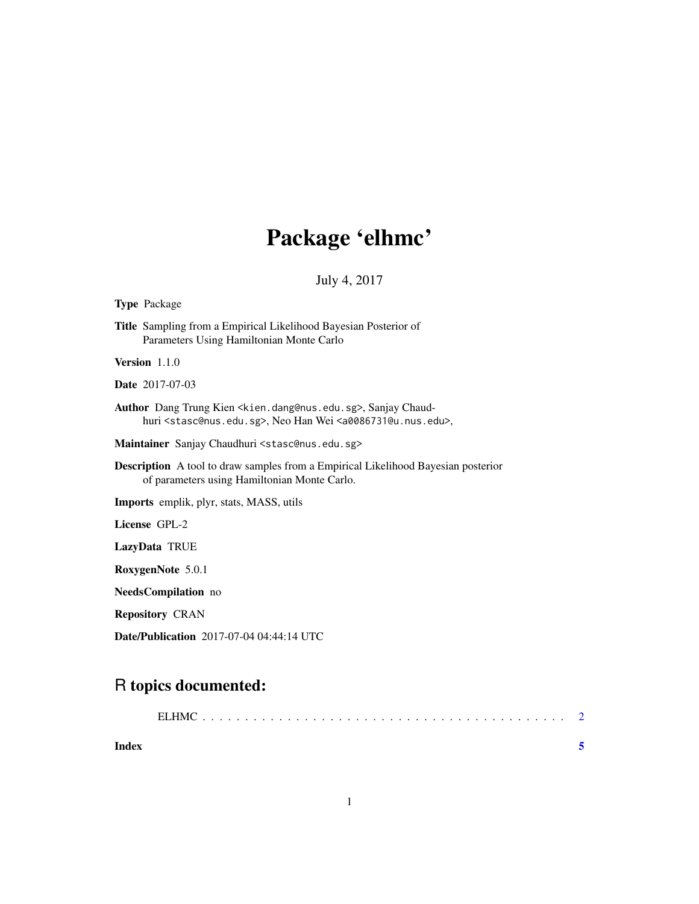# Package 'elhmc'

July 4, 2017

**Type** Package

**Title** Sampling from a Empirical Likelihood Bayesian Posterior of Parameters Using Hamiltonian Monte Carlo

**Version** 1.1.0

**Date** 2017-07-03

**Author** Dang Trung Kien <kien.dang@nus.edu.sg>, Sanjay Chaudhuri <stasc@nus.edu.sg>, Neo Han Wei <a0086731@u.nus.edu>,

**Maintainer** Sanjay Chaudhuri <stasc@nus.edu.sg>

**Description** A tool to draw samples from a Empirical Likelihood Bayesian posterior of parameters using Hamiltonian Monte Carlo.

**Imports** emplik, plyr, stats, MASS, utils

**License** GPL-2

**LazyData** TRUE

**RoxygenNote** 5.0.1

**NeedsCompilation** no

**Repository** CRAN

**Date/Publication** 2017-07-04 04:44:14 UTC

## R topics documented:

ELHMC . . . . . . . . . . . . . . . . . . . . . . . . . . . . . . . . . . . . . . . . . . 2

**Index** **5**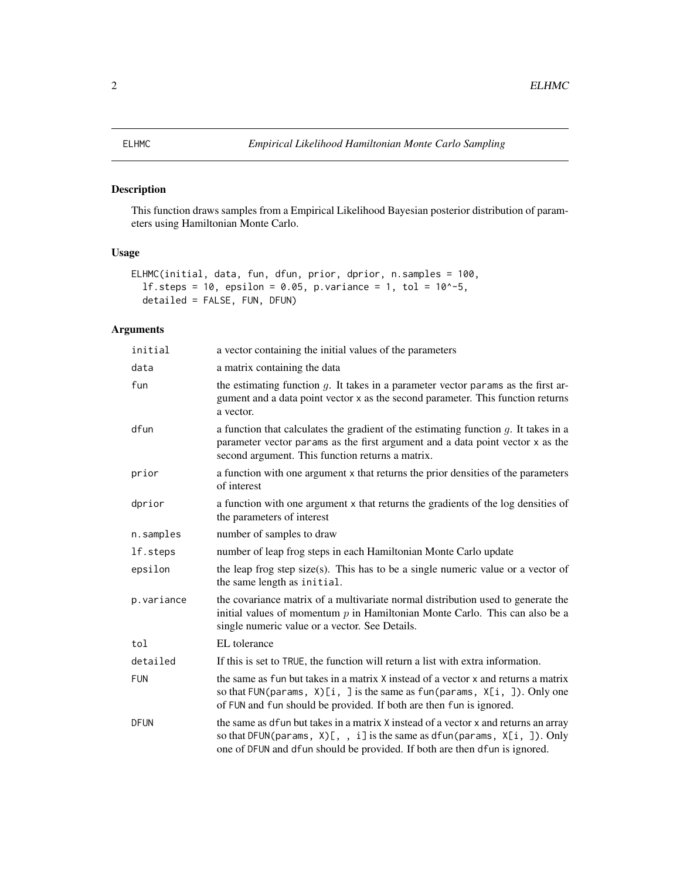ELHMC — *Empirical Likelihood Hamiltonian Monte Carlo Sampling*

## Description

This function draws samples from a Empirical Likelihood Bayesian posterior distribution of parameters using Hamiltonian Monte Carlo.

## Usage

```
ELHMC(initial, data, fun, dfun, prior, dprior, n.samples = 100,
  lf.steps = 10, epsilon = 0.05, p.variance = 1, tol = 10^-5,
  detailed = FALSE, FUN, DFUN)
```

## Arguments

| Argument | Description |
|---|---|
| `initial` | a vector containing the initial values of the parameters |
| `data` | a matrix containing the data |
| `fun` | the estimating function $g$. It takes in a parameter vector `params` as the first argument and a data point vector `x` as the second parameter. This function returns a vector. |
| `dfun` | a function that calculates the gradient of the estimating function $g$. It takes in a parameter vector `params` as the first argument and a data point vector `x` as the second argument. This function returns a matrix. |
| `prior` | a function with one argument `x` that returns the prior densities of the parameters of interest |
| `dprior` | a function with one argument `x` that returns the gradients of the log densities of the parameters of interest |
| `n.samples` | number of samples to draw |
| `lf.steps` | number of leap frog steps in each Hamiltonian Monte Carlo update |
| `epsilon` | the leap frog step size(s). This has to be a single numeric value or a vector of the same length as `initial`. |
| `p.variance` | the covariance matrix of a multivariate normal distribution used to generate the initial values of momentum $p$ in Hamiltonian Monte Carlo. This can also be a single numeric value or a vector. See Details. |
| `tol` | EL tolerance |
| `detailed` | If this is set to `TRUE`, the function will return a list with extra information. |
| `FUN` | the same as `fun` but takes in a matrix `X` instead of a vector `x` and returns a matrix so that `FUN(params, X)[i, ]` is the same as `fun(params, X[i, ])`. Only one of `FUN` and `fun` should be provided. If both are then `fun` is ignored. |
| `DFUN` | the same as `dfun` but takes in a matrix `X` instead of a vector `x` and returns an array so that `DFUN(params, X)[, , i]` is the same as `dfun(params, X[i, ])`. Only one of `DFUN` and `dfun` should be provided. If both are then `dfun` is ignored. |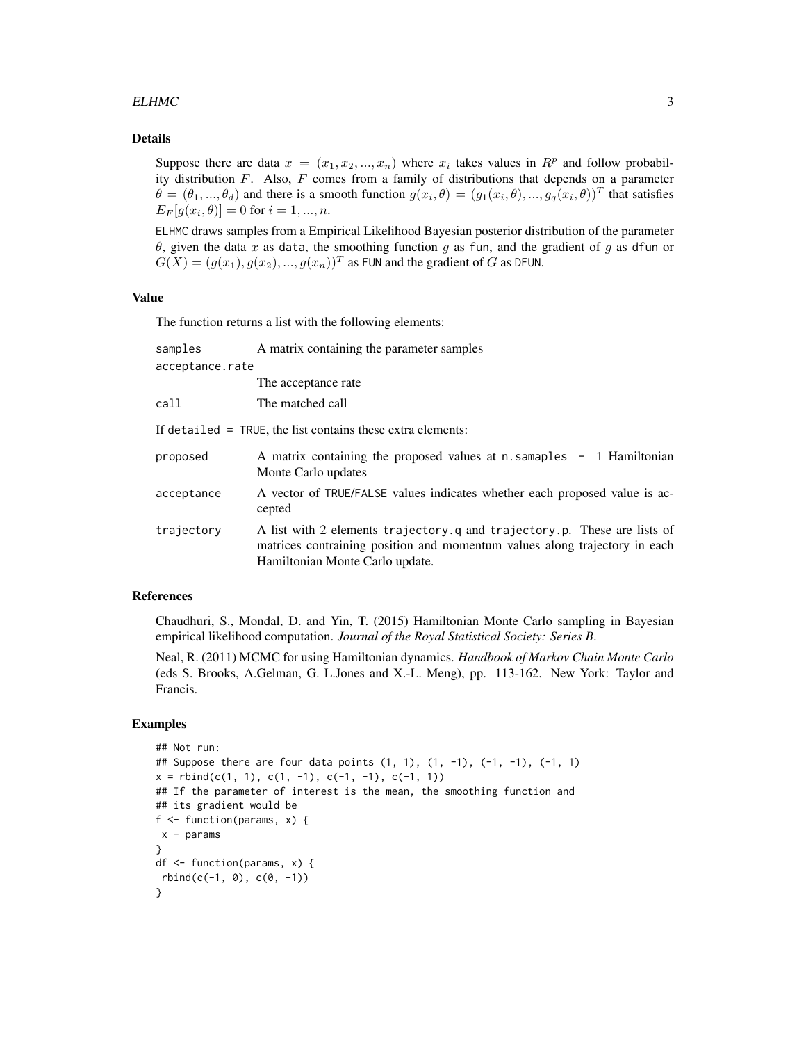## Details

Suppose there are data $x = (x_1, x_2, ..., x_n)$ where $x_i$ takes values in $R^p$ and follow probability distribution $F$. Also, $F$ comes from a family of distributions that depends on a parameter $\theta = (\theta_1, ..., \theta_d)$ and there is a smooth function $g(x_i, \theta) = (g_1(x_i, \theta), ..., g_q(x_i, \theta))^T$ that satisfies $E_F[g(x_i, \theta)] = 0$ for $i = 1, ..., n$.

ELHMC draws samples from a Empirical Likelihood Bayesian posterior distribution of the parameter $\theta$, given the data $x$ as data, the smoothing function $g$ as fun, and the gradient of $g$ as dfun or $G(X) = (g(x_1), g(x_2), ..., g(x_n))^T$ as FUN and the gradient of $G$ as DFUN.

## Value

The function returns a list with the following elements:

| | |
|---|---|
| samples | A matrix containing the parameter samples |
| acceptance.rate | The acceptance rate |
| call | The matched call |

If detailed = TRUE, the list contains these extra elements:

| | |
|---|---|
| proposed | A matrix containing the proposed values at n.samaples - 1 Hamiltonian Monte Carlo updates |
| acceptance | A vector of TRUE/FALSE values indicates whether each proposed value is accepted |
| trajectory | A list with 2 elements trajectory.q and trajectory.p. These are lists of matrices contraining position and momentum values along trajectory in each Hamiltonian Monte Carlo update. |

## References

Chaudhuri, S., Mondal, D. and Yin, T. (2015) Hamiltonian Monte Carlo sampling in Bayesian empirical likelihood computation. *Journal of the Royal Statistical Society: Series B*.

Neal, R. (2011) MCMC for using Hamiltonian dynamics. *Handbook of Markov Chain Monte Carlo* (eds S. Brooks, A.Gelman, G. L.Jones and X.-L. Meng), pp. 113-162. New York: Taylor and Francis.

## Examples

```
## Not run:
## Suppose there are four data points (1, 1), (1, -1), (-1, -1), (-1, 1)
x = rbind(c(1, 1), c(1, -1), c(-1, -1), c(-1, 1))
## If the parameter of interest is the mean, the smoothing function and
## its gradient would be
f <- function(params, x) {
 x - params
}
df <- function(params, x) {
 rbind(c(-1, 0), c(0, -1))
}
```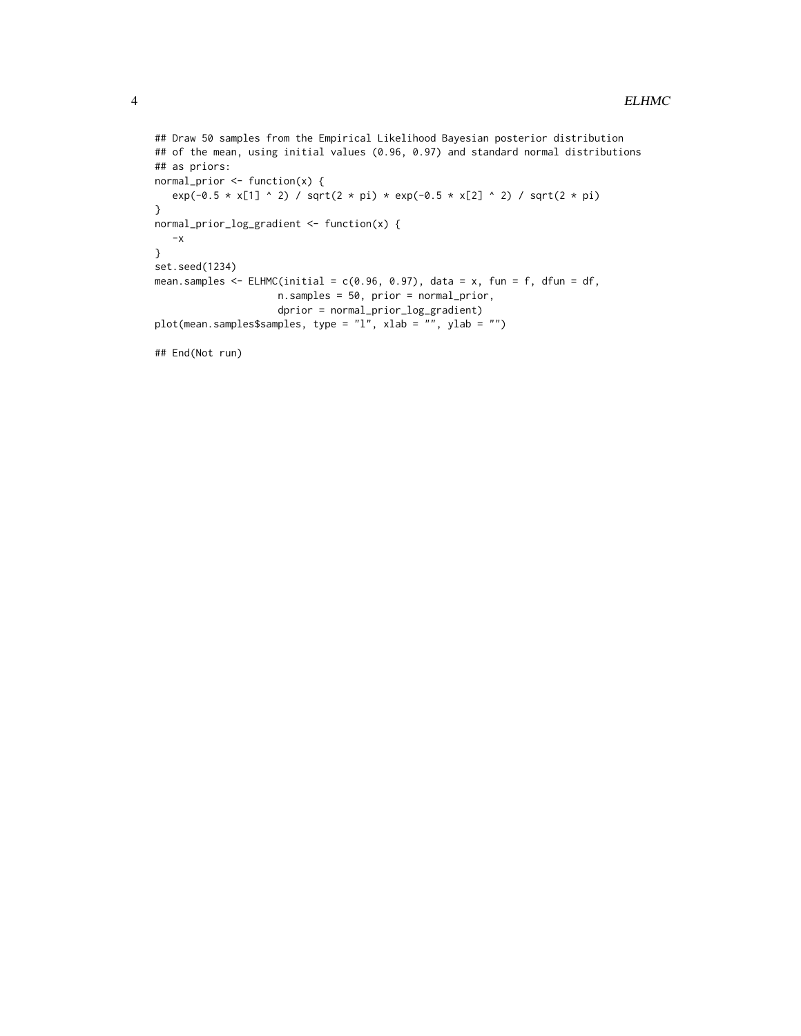```
## Draw 50 samples from the Empirical Likelihood Bayesian posterior distribution
## of the mean, using initial values (0.96, 0.97) and standard normal distributions
## as priors:
normal_prior <- function(x) {
   exp(-0.5 * x[1] ^ 2) / sqrt(2 * pi) * exp(-0.5 * x[2] ^ 2) / sqrt(2 * pi)
}
normal_prior_log_gradient <- function(x) {
   -x
}
set.seed(1234)
mean.samples <- ELHMC(initial = c(0.96, 0.97), data = x, fun = f, dfun = df,
                      n.samples = 50, prior = normal_prior,
                      dprior = normal_prior_log_gradient)
plot(mean.samples$samples, type = "l", xlab = "", ylab = "")

## End(Not run)
```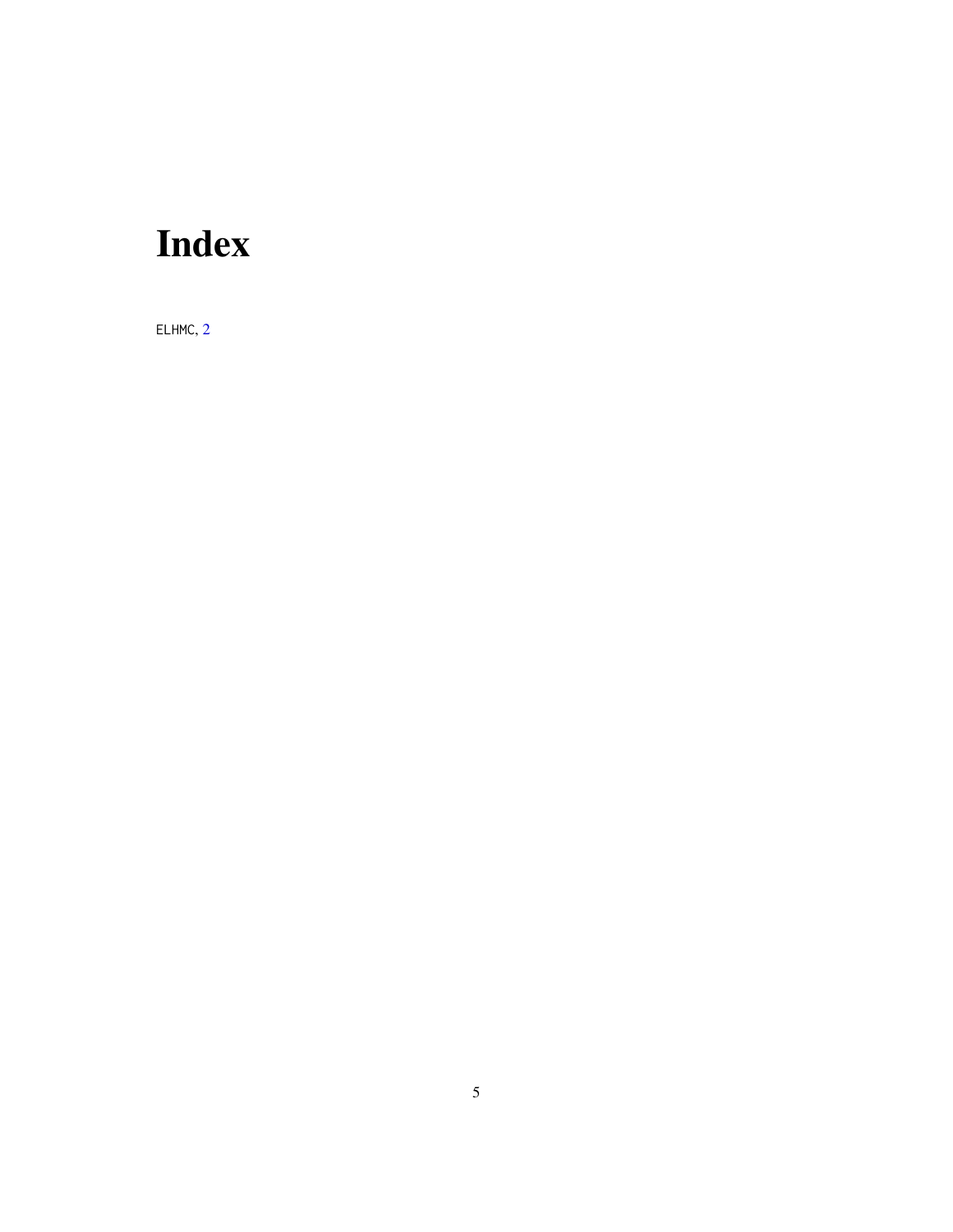# Index

ELHMC, 2